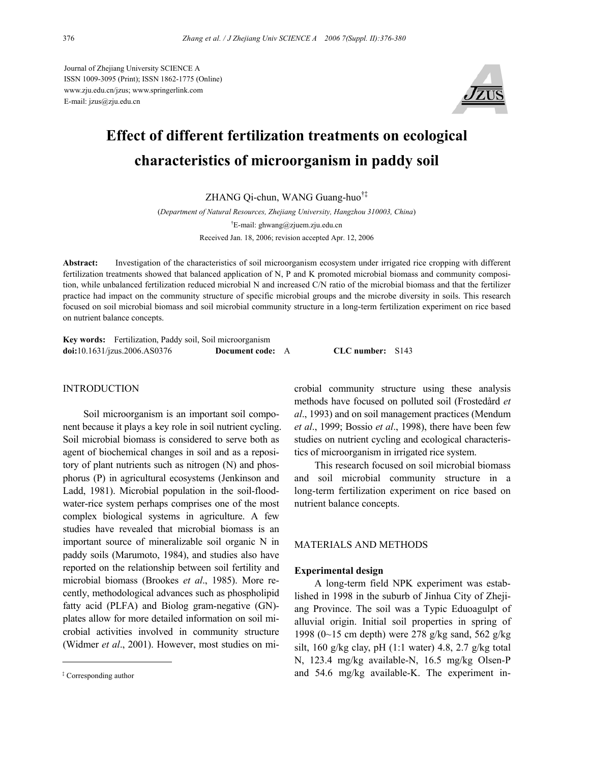Journal of Zhejiang University SCIENCE A
ISSN 1009-3095 (Print); ISSN 1862-1775 (Online)
www.zju.edu.cn/jzus; www.springerlink.com
E-mail: jzus@zju.edu.cn

# Effect of different fertilization treatments on ecological characteristics of microorganism in paddy soil

ZHANG Qi-chun, WANG Guang-huo[†‡]

(*Department of Natural Resources, Zhejiang University, Hangzhou 310003, China*)

[†]E-mail: ghwang@zjuem.zju.edu.cn

Received Jan. 18, 2006; revision accepted Apr. 12, 2006

**Abstract:** Investigation of the characteristics of soil microorganism ecosystem under irrigated rice cropping with different fertilization treatments showed that balanced application of N, P and K promoted microbial biomass and community composition, while unbalanced fertilization reduced microbial N and increased C/N ratio of the microbial biomass and that the fertilizer practice had impact on the community structure of specific microbial groups and the microbe diversity in soils. This research focused on soil microbial biomass and soil microbial community structure in a long-term fertilization experiment on rice based on nutrient balance concepts.

**Key words:** Fertilization, Paddy soil, Soil microorganism
**doi:**10.1631/jzus.2006.AS0376 **Document code:** A **CLC number:** S143

## INTRODUCTION

Soil microorganism is an important soil component because it plays a key role in soil nutrient cycling. Soil microbial biomass is considered to serve both as agent of biochemical changes in soil and as a repository of plant nutrients such as nitrogen (N) and phosphorus (P) in agricultural ecosystems (Jenkinson and Ladd, 1981). Microbial population in the soil-floodwater-rice system perhaps comprises one of the most complex biological systems in agriculture. A few studies have revealed that microbial biomass is an important source of mineralizable soil organic N in paddy soils (Marumoto, 1984), and studies also have reported on the relationship between soil fertility and microbial biomass (Brookes *et al*., 1985). More recently, methodological advances such as phospholipid fatty acid (PLFA) and Biolog gram-negative (GN)-plates allow for more detailed information on soil microbial activities involved in community structure (Widmer *et al*., 2001). However, most studies on microbial community structure using these analysis methods have focused on polluted soil (Frostedård *et al*., 1993) and on soil management practices (Mendum *et al*., 1999; Bossio *et al*., 1998), there have been few studies on nutrient cycling and ecological characteristics of microorganism in irrigated rice system.

This research focused on soil microbial biomass and soil microbial community structure in a long-term fertilization experiment on rice based on nutrient balance concepts.

## MATERIALS AND METHODS

### Experimental design

A long-term field NPK experiment was established in 1998 in the suburb of Jinhua City of Zhejiang Province. The soil was a Typic Eduoagulpt of alluvial origin. Initial soil properties in spring of 1998 (0~15 cm depth) were 278 g/kg sand, 562 g/kg silt, 160 g/kg clay, pH (1:1 water) 4.8, 2.7 g/kg total N, 123.4 mg/kg available-N, 16.5 mg/kg Olsen-P and 54.6 mg/kg available-K. The experiment in-

[‡] Corresponding author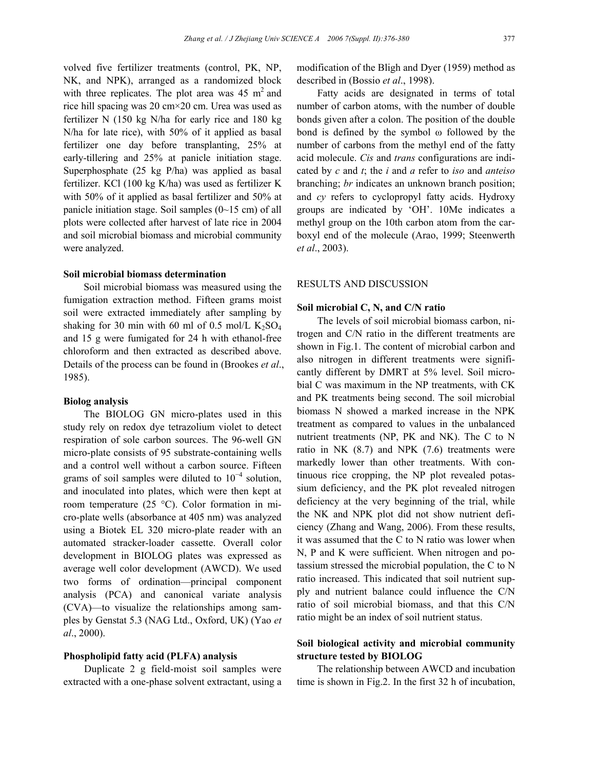volved five fertilizer treatments (control, PK, NP, NK, and NPK), arranged as a randomized block with three replicates. The plot area was 45 $m^2$ and rice hill spacing was 20 cm×20 cm. Urea was used as fertilizer N (150 kg N/ha for early rice and 180 kg N/ha for late rice), with 50% of it applied as basal fertilizer one day before transplanting, 25% at early-tillering and 25% at panicle initiation stage. Superphosphate (25 kg P/ha) was applied as basal fertilizer. KCl (100 kg K/ha) was used as fertilizer K with 50% of it applied as basal fertilizer and 50% at panicle initiation stage. Soil samples (0~15 cm) of all plots were collected after harvest of late rice in 2004 and soil microbial biomass and microbial community were analyzed.

### Soil microbial biomass determination

Soil microbial biomass was measured using the fumigation extraction method. Fifteen grams moist soil were extracted immediately after sampling by shaking for 30 min with 60 ml of 0.5 mol/L $K_2SO_4$ and 15 g were fumigated for 24 h with ethanol-free chloroform and then extracted as described above. Details of the process can be found in (Brookes *et al*., 1985).

### Biolog analysis

The BIOLOG GN micro-plates used in this study rely on redox dye tetrazolium violet to detect respiration of sole carbon sources. The 96-well GN micro-plate consists of 95 substrate-containing wells and a control well without a carbon source. Fifteen grams of soil samples were diluted to $10^{-4}$ solution, and inoculated into plates, which were then kept at room temperature (25 °C). Color formation in micro-plate wells (absorbance at 405 nm) was analyzed using a Biotek EL 320 micro-plate reader with an automated stracker-loader cassette. Overall color development in BIOLOG plates was expressed as average well color development (AWCD). We used two forms of ordination—principal component analysis (PCA) and canonical variate analysis (CVA)—to visualize the relationships among samples by Genstat 5.3 (NAG Ltd., Oxford, UK) (Yao *et al*., 2000).

### Phospholipid fatty acid (PLFA) analysis

Duplicate 2 g field-moist soil samples were extracted with a one-phase solvent extractant, using a modification of the Bligh and Dyer (1959) method as described in (Bossio *et al*., 1998).

Fatty acids are designated in terms of total number of carbon atoms, with the number of double bonds given after a colon. The position of the double bond is defined by the symbol ω followed by the number of carbons from the methyl end of the fatty acid molecule. *Cis* and *trans* configurations are indicated by *c* and *t*; the *i* and *a* refer to *iso* and *anteiso* branching; *br* indicates an unknown branch position; and *cy* refers to cyclopropyl fatty acids. Hydroxy groups are indicated by 'OH'. 10Me indicates a methyl group on the 10th carbon atom from the carboxyl end of the molecule (Arao, 1999; Steenwerth *et al*., 2003).

## RESULTS AND DISCUSSION

### Soil microbial C, N, and C/N ratio

The levels of soil microbial biomass carbon, nitrogen and C/N ratio in the different treatments are shown in Fig.1. The content of microbial carbon and also nitrogen in different treatments were significantly different by DMRT at 5% level. Soil microbial C was maximum in the NP treatments, with CK and PK treatments being second. The soil microbial biomass N showed a marked increase in the NPK treatment as compared to values in the unbalanced nutrient treatments (NP, PK and NK). The C to N ratio in NK (8.7) and NPK (7.6) treatments were markedly lower than other treatments. With continuous rice cropping, the NP plot revealed potassium deficiency, and the PK plot revealed nitrogen deficiency at the very beginning of the trial, while the NK and NPK plot did not show nutrient deficiency (Zhang and Wang, 2006). From these results, it was assumed that the C to N ratio was lower when N, P and K were sufficient. When nitrogen and potassium stressed the microbial population, the C to N ratio increased. This indicated that soil nutrient supply and nutrient balance could influence the C/N ratio of soil microbial biomass, and that this C/N ratio might be an index of soil nutrient status.

### Soil biological activity and microbial community structure tested by BIOLOG

The relationship between AWCD and incubation time is shown in Fig.2. In the first 32 h of incubation,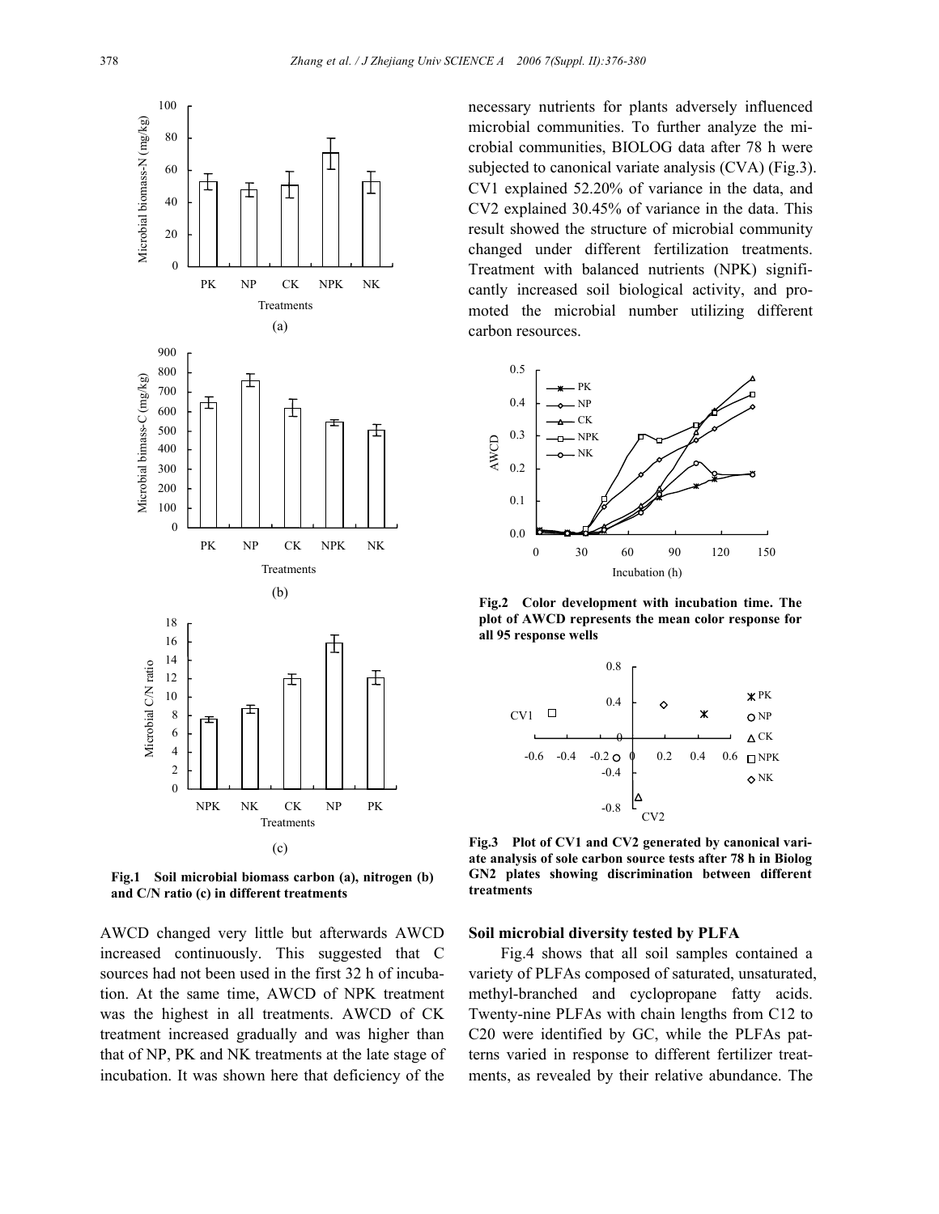Fig.1 Soil microbial biomass carbon (a), nitrogen (b) and C/N ratio (c) in different treatments

AWCD changed very little but afterwards AWCD increased continuously. This suggested that C sources had not been used in the first 32 h of incubation. At the same time, AWCD of NPK treatment was the highest in all treatments. AWCD of CK treatment increased gradually and was higher than that of NP, PK and NK treatments at the late stage of incubation. It was shown here that deficiency of the necessary nutrients for plants adversely influenced microbial communities. To further analyze the microbial communities, BIOLOG data after 78 h were subjected to canonical variate analysis (CVA) (Fig.3). CV1 explained 52.20% of variance in the data, and CV2 explained 30.45% of variance in the data. This result showed the structure of microbial community changed under different fertilization treatments. Treatment with balanced nutrients (NPK) significantly increased soil biological activity, and promoted the microbial number utilizing different carbon resources.

Fig.2 Color development with incubation time. The plot of AWCD represents the mean color response for all 95 response wells

Fig.3 Plot of CV1 and CV2 generated by canonical variate analysis of sole carbon source tests after 78 h in Biolog GN2 plates showing discrimination between different treatments

### Soil microbial diversity tested by PLFA

Fig.4 shows that all soil samples contained a variety of PLFAs composed of saturated, unsaturated, methyl-branched and cyclopropane fatty acids. Twenty-nine PLFAs with chain lengths from C12 to C20 were identified by GC, while the PLFAs patterns varied in response to different fertilizer treatments, as revealed by their relative abundance. The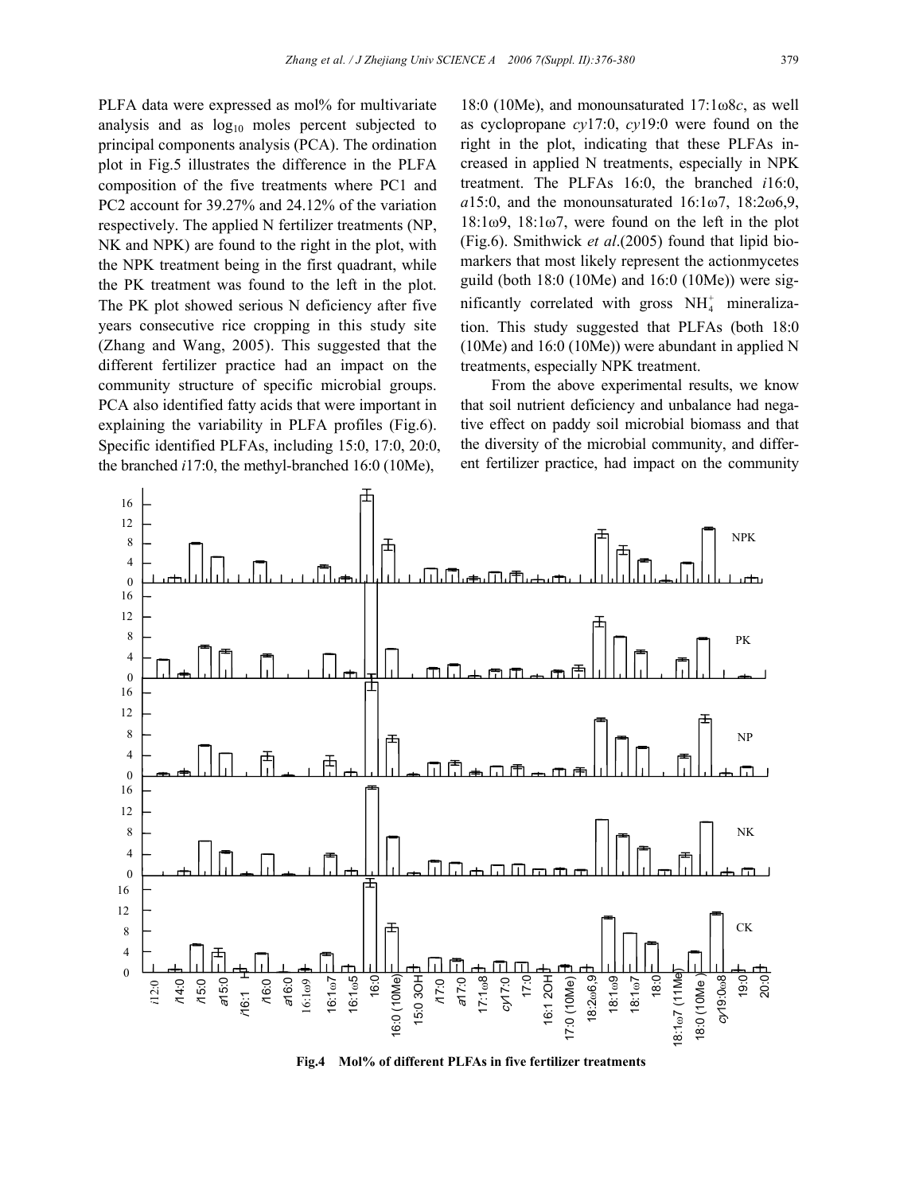PLFA data were expressed as mol% for multivariate analysis and as $\log_{10}$ moles percent subjected to principal components analysis (PCA). The ordination plot in Fig.5 illustrates the difference in the PLFA composition of the five treatments where PC1 and PC2 account for 39.27% and 24.12% of the variation respectively. The applied N fertilizer treatments (NP, NK and NPK) are found to the right in the plot, with the NPK treatment being in the first quadrant, while the PK treatment was found to the left in the plot. The PK plot showed serious N deficiency after five years consecutive rice cropping in this study site (Zhang and Wang, 2005). This suggested that the different fertilizer practice had an impact on the community structure of specific microbial groups. PCA also identified fatty acids that were important in explaining the variability in PLFA profiles (Fig.6). Specific identified PLFAs, including 15:0, 17:0, 20:0, the branched *i*17:0, the methyl-branched 16:0 (10Me), 18:0 (10Me), and monounsaturated 17:1ω8*c*, as well as cyclopropane *cy*17:0, *cy*19:0 were found on the right in the plot, indicating that these PLFAs increased in applied N treatments, especially in NPK treatment. The PLFAs 16:0, the branched *i*16:0, *a*15:0, and the monounsaturated 16:1ω7, 18:2ω6,9, 18:1ω9, 18:1ω7, were found on the left in the plot (Fig.6). Smithwick *et al*.(2005) found that lipid biomarkers that most likely represent the actionmycetes guild (both 18:0 (10Me) and 16:0 (10Me)) were significantly correlated with gross $NH_4^+$ mineralization. This study suggested that PLFAs (both 18:0 (10Me) and 16:0 (10Me)) were abundant in applied N treatments, especially NPK treatment.

From the above experimental results, we know that soil nutrient deficiency and unbalance had negative effect on paddy soil microbial biomass and that the diversity of the microbial community, and different fertilizer practice, had impact on the community

**Fig.4 Mol% of different PLFAs in five fertilizer treatments**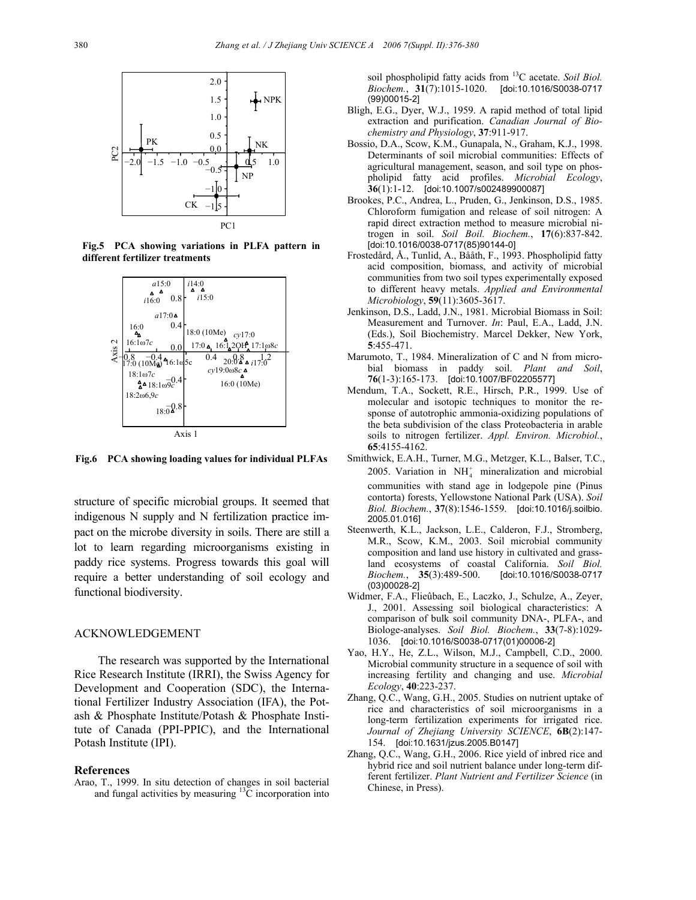PC2

2.0

1.5

1.0

0.5

0.0

−0.5

−1.0

−1.5

−2.0 −1.5 −1.0 −0.5 0.5 1.0

PC1

NPK

PK

NK

NP

CK

**Fig.5 PCA showing variations in PLFA pattern in different fertilizer treatments**

Axis 2

Axis 1

*a*15:0 *i*14:0 *i*16:0 0.8 *i*15:0 *a*17:0 16:0 0.4 18:0 (10Me) *cy*17:0 16:1ω7*c* 0.0 17:0 16:1 2OH 17:1ω8*c* −0.8 −0.4 0.4 0.8 1.2 17:0 (10Me) 16:1ω5*c* 20:0 *i*17:0 18:1ω7*c* *cy*19:0ω8*c* 18:1ω9*c* −0.4 16:0 (10Me) 18:2ω6,9*c* 18:0 −0.8

**Fig.6 PCA showing loading values for individual PLFAs**

structure of specific microbial groups. It seemed that indigenous N supply and N fertilization practice impact on the microbe diversity in soils. There are still a lot to learn regarding microorganisms existing in paddy rice systems. Progress towards this goal will require a better understanding of soil ecology and functional biodiversity.

## ACKNOWLEDGEMENT

The research was supported by the International Rice Research Institute (IRRI), the Swiss Agency for Development and Cooperation (SDC), the International Fertilizer Industry Association (IFA), the Potash & Phosphate Institute/Potash & Phosphate Institute of Canada (PPI-PPIC), and the International Potash Institute (IPI).

## References

Arao, T., 1999. In situ detection of changes in soil bacterial and fungal activities by measuring $^{13}C$ incorporation into soil phospholipid fatty acids from $^{13}C$ acetate. *Soil Biol. Biochem.*, **31**(7):1015-1020. [doi:10.1016/S0038-0717(99)00015-2]

Bligh, E.G., Dyer, W.J., 1959. A rapid method of total lipid extraction and purification. *Canadian Journal of Biochemistry and Physiology*, **37**:911-917.

Bossio, D.A., Scow, K.M., Gunapala, N., Graham, K.J., 1998. Determinants of soil microbial communities: Effects of agricultural management, season, and soil type on phospholipid fatty acid profiles. *Microbial Ecology*, **36**(1):1-12. [doi:10.1007/s002489900087]

Brookes, P.C., Andrea, L., Pruden, G., Jenkinson, D.S., 1985. Chloroform fumigation and release of soil nitrogen: A rapid direct extraction method to measure microbial nitrogen in soil. *Soil Boil. Biochem.*, **17**(6):837-842. [doi:10.1016/0038-0717(85)90144-0]

Frostedård, Å., Tunlid, A., Bååth, F., 1993. Phospholipid fatty acid composition, biomass, and activity of microbial communities from two soil types experimentally exposed to different heavy metals. *Applied and Environmental Microbiology*, **59**(11):3605-3617.

Jenkinson, D.S., Ladd, J.N., 1981. Microbial Biomass in Soil: Measurement and Turnover. *In*: Paul, E.A., Ladd, J.N. (Eds.), Soil Biochemistry. Marcel Dekker, New York, **5**:455-471.

Marumoto, T., 1984. Mineralization of C and N from microbial biomass in paddy soil. *Plant and Soil*, **76**(1-3):165-173. [doi:10.1007/BF02205577]

Mendum, T.A., Sockett, R.E., Hirsch, P.R., 1999. Use of molecular and isotopic techniques to monitor the response of autotrophic ammonia-oxidizing populations of the beta subdivision of the class Proteobacteria in arable soils to nitrogen fertilizer. *Appl. Environ. Microbiol.*, **65**:4155-4162.

Smithwick, E.A.H., Turner, M.G., Metzger, K.L., Balser, T.C., 2005. Variation in $NH_4^+$ mineralization and microbial communities with stand age in lodgepole pine (Pinus contorta) forests, Yellowstone National Park (USA). *Soil Biol. Biochem.*, **37**(8):1546-1559. [doi:10.1016/j.soilbio.2005.01.016]

Steenwerth, K.L., Jackson, L.E., Calderon, F.J., Stromberg, M.R., Scow, K.M., 2003. Soil microbial community composition and land use history in cultivated and grassland ecosystems of coastal California. *Soil Biol. Biochem.*, **35**(3):489-500. [doi:10.1016/S0038-0717(03)00028-2]

Widmer, F.A., Flieûbach, E., Laczko, J., Schulze, A., Zeyer, J., 2001. Assessing soil biological characteristics: A comparison of bulk soil community DNA-, PLFA-, and Biologe-analyses. *Soil Biol. Biochem.*, **33**(7-8):1029-1036. [doi:10.1016/S0038-0717(01)00006-2]

Yao, H.Y., He, Z.L., Wilson, M.J., Campbell, C.D., 2000. Microbial community structure in a sequence of soil with increasing fertility and changing and use. *Microbial Ecology*, **40**:223-237.

Zhang, Q.C., Wang, G.H., 2005. Studies on nutrient uptake of rice and characteristics of soil microorganisms in a long-term fertilization experiments for irrigated rice. *Journal of Zhejiang University SCIENCE*, **6B**(2):147-154. [doi:10.1631/jzus.2005.B0147]

Zhang, Q.C., Wang, G.H., 2006. Rice yield of inbred rice and hybrid rice and soil nutrient balance under long-term different fertilizer. *Plant Nutrient and Fertilizer Science* (in Chinese, in Press).